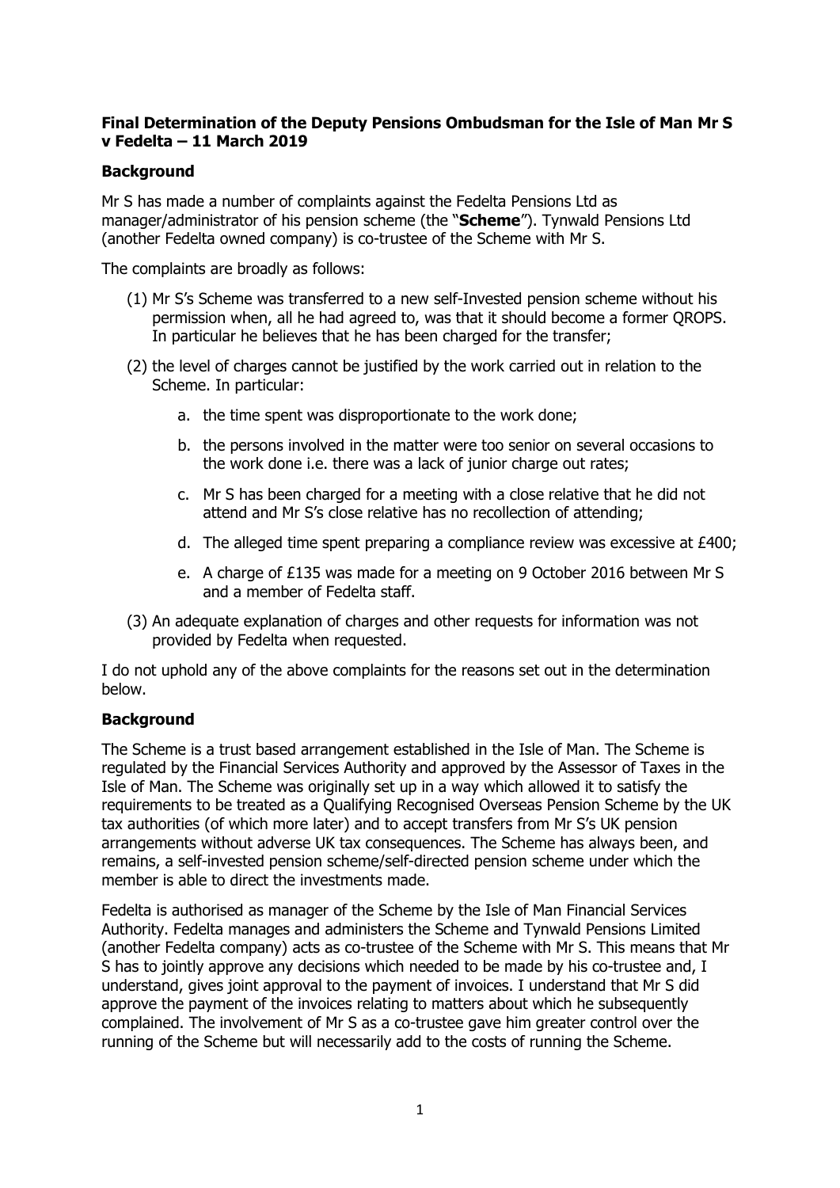**Final Determination of the Deputy Pensions Ombudsman for the Isle of Man Mr S v Fedelta – 11 March 2019**

## Background

Mr S has made a number of complaints against the Fedelta Pensions Ltd as manager/administrator of his pension scheme (the "**Scheme**"). Tynwald Pensions Ltd (another Fedelta owned company) is co-trustee of the Scheme with Mr S.

The complaints are broadly as follows:

(1) Mr S's Scheme was transferred to a new self-Invested pension scheme without his permission when, all he had agreed to, was that it should become a former QROPS. In particular he believes that he has been charged for the transfer;

(2) the level of charges cannot be justified by the work carried out in relation to the Scheme. In particular:

   a. the time spent was disproportionate to the work done;

   b. the persons involved in the matter were too senior on several occasions to the work done i.e. there was a lack of junior charge out rates;

   c. Mr S has been charged for a meeting with a close relative that he did not attend and Mr S's close relative has no recollection of attending;

   d. The alleged time spent preparing a compliance review was excessive at £400;

   e. A charge of £135 was made for a meeting on 9 October 2016 between Mr S and a member of Fedelta staff.

(3) An adequate explanation of charges and other requests for information was not provided by Fedelta when requested.

I do not uphold any of the above complaints for the reasons set out in the determination below.

## Background

The Scheme is a trust based arrangement established in the Isle of Man. The Scheme is regulated by the Financial Services Authority and approved by the Assessor of Taxes in the Isle of Man. The Scheme was originally set up in a way which allowed it to satisfy the requirements to be treated as a Qualifying Recognised Overseas Pension Scheme by the UK tax authorities (of which more later) and to accept transfers from Mr S's UK pension arrangements without adverse UK tax consequences. The Scheme has always been, and remains, a self-invested pension scheme/self-directed pension scheme under which the member is able to direct the investments made.

Fedelta is authorised as manager of the Scheme by the Isle of Man Financial Services Authority. Fedelta manages and administers the Scheme and Tynwald Pensions Limited (another Fedelta company) acts as co-trustee of the Scheme with Mr S. This means that Mr S has to jointly approve any decisions which needed to be made by his co-trustee and, I understand, gives joint approval to the payment of invoices. I understand that Mr S did approve the payment of the invoices relating to matters about which he subsequently complained. The involvement of Mr S as a co-trustee gave him greater control over the running of the Scheme but will necessarily add to the costs of running the Scheme.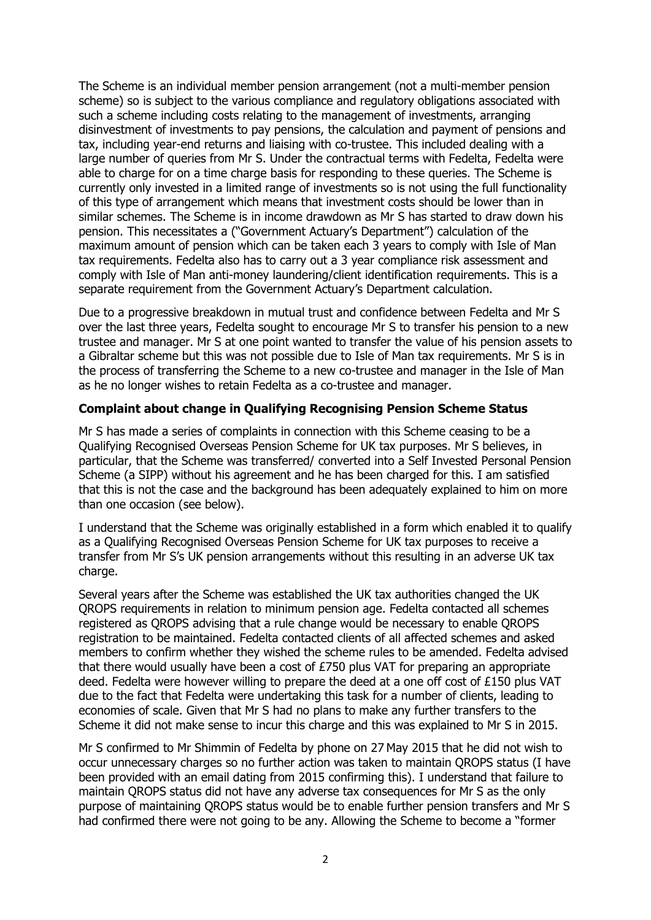The Scheme is an individual member pension arrangement (not a multi-member pension scheme) so is subject to the various compliance and regulatory obligations associated with such a scheme including costs relating to the management of investments, arranging disinvestment of investments to pay pensions, the calculation and payment of pensions and tax, including year-end returns and liaising with co-trustee. This included dealing with a large number of queries from Mr S. Under the contractual terms with Fedelta, Fedelta were able to charge for on a time charge basis for responding to these queries. The Scheme is currently only invested in a limited range of investments so is not using the full functionality of this type of arrangement which means that investment costs should be lower than in similar schemes. The Scheme is in income drawdown as Mr S has started to draw down his pension. This necessitates a ("Government Actuary's Department") calculation of the maximum amount of pension which can be taken each 3 years to comply with Isle of Man tax requirements. Fedelta also has to carry out a 3 year compliance risk assessment and comply with Isle of Man anti-money laundering/client identification requirements. This is a separate requirement from the Government Actuary's Department calculation.

Due to a progressive breakdown in mutual trust and confidence between Fedelta and Mr S over the last three years, Fedelta sought to encourage Mr S to transfer his pension to a new trustee and manager. Mr S at one point wanted to transfer the value of his pension assets to a Gibraltar scheme but this was not possible due to Isle of Man tax requirements. Mr S is in the process of transferring the Scheme to a new co-trustee and manager in the Isle of Man as he no longer wishes to retain Fedelta as a co-trustee and manager.

**Complaint about change in Qualifying Recognising Pension Scheme Status**

Mr S has made a series of complaints in connection with this Scheme ceasing to be a Qualifying Recognised Overseas Pension Scheme for UK tax purposes. Mr S believes, in particular, that the Scheme was transferred/ converted into a Self Invested Personal Pension Scheme (a SIPP) without his agreement and he has been charged for this. I am satisfied that this is not the case and the background has been adequately explained to him on more than one occasion (see below).

I understand that the Scheme was originally established in a form which enabled it to qualify as a Qualifying Recognised Overseas Pension Scheme for UK tax purposes to receive a transfer from Mr S's UK pension arrangements without this resulting in an adverse UK tax charge.

Several years after the Scheme was established the UK tax authorities changed the UK QROPS requirements in relation to minimum pension age. Fedelta contacted all schemes registered as QROPS advising that a rule change would be necessary to enable QROPS registration to be maintained. Fedelta contacted clients of all affected schemes and asked members to confirm whether they wished the scheme rules to be amended. Fedelta advised that there would usually have been a cost of £750 plus VAT for preparing an appropriate deed. Fedelta were however willing to prepare the deed at a one off cost of £150 plus VAT due to the fact that Fedelta were undertaking this task for a number of clients, leading to economies of scale. Given that Mr S had no plans to make any further transfers to the Scheme it did not make sense to incur this charge and this was explained to Mr S in 2015.

Mr S confirmed to Mr Shimmin of Fedelta by phone on 27 May 2015 that he did not wish to occur unnecessary charges so no further action was taken to maintain QROPS status (I have been provided with an email dating from 2015 confirming this). I understand that failure to maintain QROPS status did not have any adverse tax consequences for Mr S as the only purpose of maintaining QROPS status would be to enable further pension transfers and Mr S had confirmed there were not going to be any. Allowing the Scheme to become a "former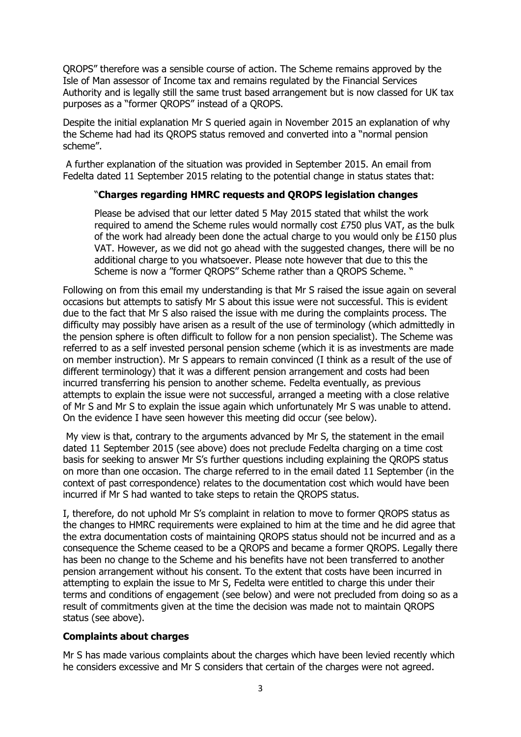QROPS" therefore was a sensible course of action. The Scheme remains approved by the Isle of Man assessor of Income tax and remains regulated by the Financial Services Authority and is legally still the same trust based arrangement but is now classed for UK tax purposes as a "former QROPS" instead of a QROPS.

Despite the initial explanation Mr S queried again in November 2015 an explanation of why the Scheme had had its QROPS status removed and converted into a "normal pension scheme".

A further explanation of the situation was provided in September 2015. An email from Fedelta dated 11 September 2015 relating to the potential change in status states that:

> "**Charges regarding HMRC requests and QROPS legislation changes**
>
> Please be advised that our letter dated 5 May 2015 stated that whilst the work required to amend the Scheme rules would normally cost £750 plus VAT, as the bulk of the work had already been done the actual charge to you would only be £150 plus VAT. However, as we did not go ahead with the suggested changes, there will be no additional charge to you whatsoever. Please note however that due to this the Scheme is now a "former QROPS" Scheme rather than a QROPS Scheme. "

Following on from this email my understanding is that Mr S raised the issue again on several occasions but attempts to satisfy Mr S about this issue were not successful. This is evident due to the fact that Mr S also raised the issue with me during the complaints process. The difficulty may possibly have arisen as a result of the use of terminology (which admittedly in the pension sphere is often difficult to follow for a non pension specialist). The Scheme was referred to as a self invested personal pension scheme (which it is as investments are made on member instruction). Mr S appears to remain convinced (I think as a result of the use of different terminology) that it was a different pension arrangement and costs had been incurred transferring his pension to another scheme. Fedelta eventually, as previous attempts to explain the issue were not successful, arranged a meeting with a close relative of Mr S and Mr S to explain the issue again which unfortunately Mr S was unable to attend. On the evidence I have seen however this meeting did occur (see below).

My view is that, contrary to the arguments advanced by Mr S, the statement in the email dated 11 September 2015 (see above) does not preclude Fedelta charging on a time cost basis for seeking to answer Mr S's further questions including explaining the QROPS status on more than one occasion. The charge referred to in the email dated 11 September (in the context of past correspondence) relates to the documentation cost which would have been incurred if Mr S had wanted to take steps to retain the QROPS status.

I, therefore, do not uphold Mr S's complaint in relation to move to former QROPS status as the changes to HMRC requirements were explained to him at the time and he did agree that the extra documentation costs of maintaining QROPS status should not be incurred and as a consequence the Scheme ceased to be a QROPS and became a former QROPS. Legally there has been no change to the Scheme and his benefits have not been transferred to another pension arrangement without his consent. To the extent that costs have been incurred in attempting to explain the issue to Mr S, Fedelta were entitled to charge this under their terms and conditions of engagement (see below) and were not precluded from doing so as a result of commitments given at the time the decision was made not to maintain QROPS status (see above).

**Complaints about charges**

Mr S has made various complaints about the charges which have been levied recently which he considers excessive and Mr S considers that certain of the charges were not agreed.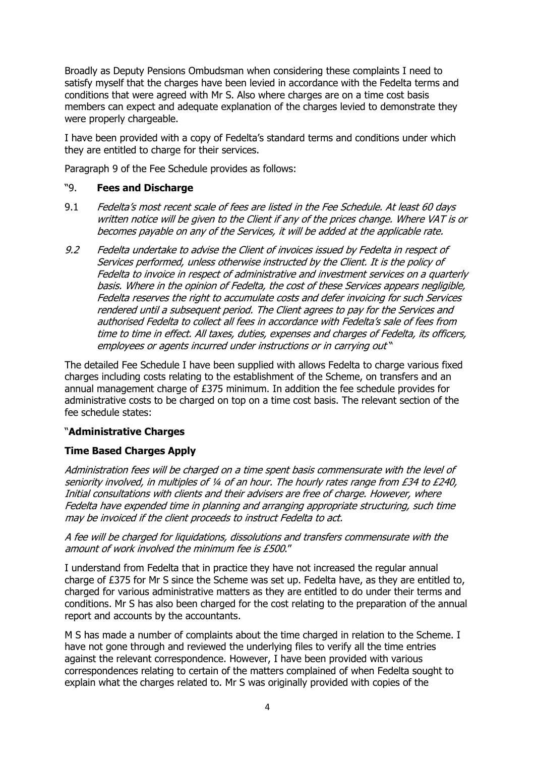Broadly as Deputy Pensions Ombudsman when considering these complaints I need to satisfy myself that the charges have been levied in accordance with the Fedelta terms and conditions that were agreed with Mr S. Also where charges are on a time cost basis members can expect and adequate explanation of the charges levied to demonstrate they were properly chargeable.

I have been provided with a copy of Fedelta's standard terms and conditions under which they are entitled to charge for their services.

Paragraph 9 of the Fee Schedule provides as follows:

"9. **Fees and Discharge**

9.1 *Fedelta's most recent scale of fees are listed in the Fee Schedule. At least 60 days written notice will be given to the Client if any of the prices change. Where VAT is or becomes payable on any of the Services, it will be added at the applicable rate.*

*9.2 Fedelta undertake to advise the Client of invoices issued by Fedelta in respect of Services performed, unless otherwise instructed by the Client. It is the policy of Fedelta to invoice in respect of administrative and investment services on a quarterly basis. Where in the opinion of Fedelta, the cost of these Services appears negligible, Fedelta reserves the right to accumulate costs and defer invoicing for such Services rendered until a subsequent period. The Client agrees to pay for the Services and authorised Fedelta to collect all fees in accordance with Fedelta's sale of fees from time to time in effect. All taxes, duties, expenses and charges of Fedelta, its officers, employees or agents incurred under instructions or in carrying out*"

The detailed Fee Schedule I have been supplied with allows Fedelta to charge various fixed charges including costs relating to the establishment of the Scheme, on transfers and an annual management charge of £375 minimum. In addition the fee schedule provides for administrative costs to be charged on top on a time cost basis. The relevant section of the fee schedule states:

"**Administrative Charges**

**Time Based Charges Apply**

*Administration fees will be charged on a time spent basis commensurate with the level of seniority involved, in multiples of ¼ of an hour. The hourly rates range from £34 to £240, Initial consultations with clients and their advisers are free of charge. However, where Fedelta have expended time in planning and arranging appropriate structuring, such time may be invoiced if the client proceeds to instruct Fedelta to act.*

*A fee will be charged for liquidations, dissolutions and transfers commensurate with the amount of work involved the minimum fee is £500.*"

I understand from Fedelta that in practice they have not increased the regular annual charge of £375 for Mr S since the Scheme was set up. Fedelta have, as they are entitled to, charged for various administrative matters as they are entitled to do under their terms and conditions. Mr S has also been charged for the cost relating to the preparation of the annual report and accounts by the accountants.

M S has made a number of complaints about the time charged in relation to the Scheme. I have not gone through and reviewed the underlying files to verify all the time entries against the relevant correspondence. However, I have been provided with various correspondences relating to certain of the matters complained of when Fedelta sought to explain what the charges related to. Mr S was originally provided with copies of the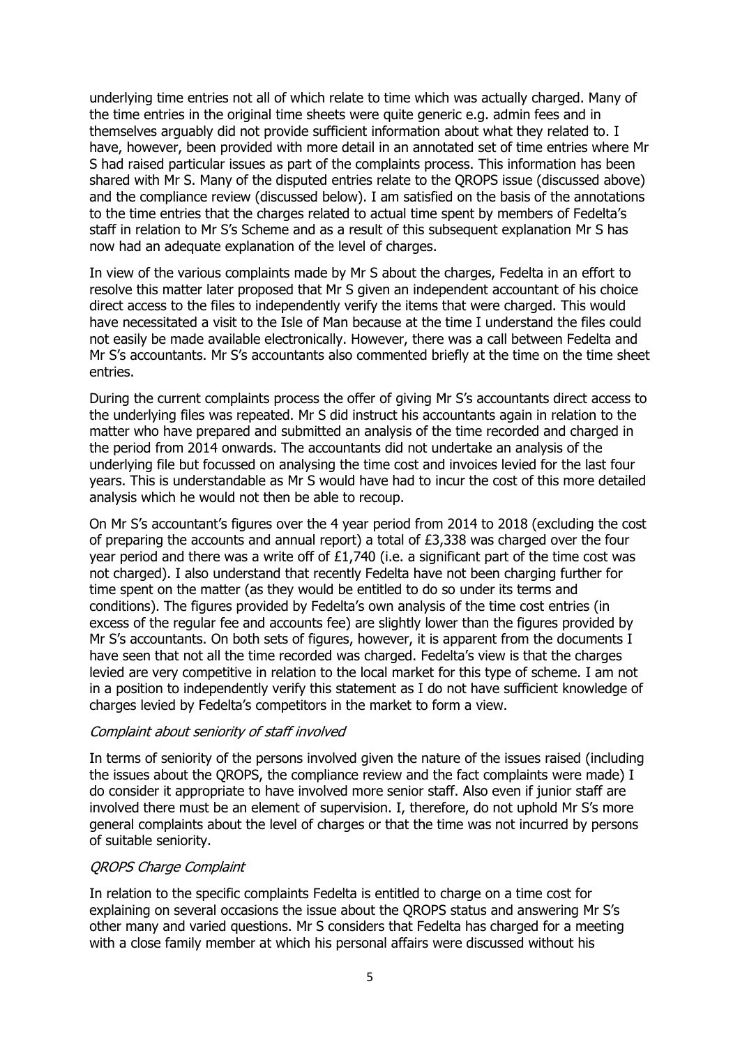underlying time entries not all of which relate to time which was actually charged. Many of the time entries in the original time sheets were quite generic e.g. admin fees and in themselves arguably did not provide sufficient information about what they related to. I have, however, been provided with more detail in an annotated set of time entries where Mr S had raised particular issues as part of the complaints process. This information has been shared with Mr S. Many of the disputed entries relate to the QROPS issue (discussed above) and the compliance review (discussed below). I am satisfied on the basis of the annotations to the time entries that the charges related to actual time spent by members of Fedelta's staff in relation to Mr S's Scheme and as a result of this subsequent explanation Mr S has now had an adequate explanation of the level of charges.

In view of the various complaints made by Mr S about the charges, Fedelta in an effort to resolve this matter later proposed that Mr S given an independent accountant of his choice direct access to the files to independently verify the items that were charged. This would have necessitated a visit to the Isle of Man because at the time I understand the files could not easily be made available electronically. However, there was a call between Fedelta and Mr S's accountants. Mr S's accountants also commented briefly at the time on the time sheet entries.

During the current complaints process the offer of giving Mr S's accountants direct access to the underlying files was repeated. Mr S did instruct his accountants again in relation to the matter who have prepared and submitted an analysis of the time recorded and charged in the period from 2014 onwards. The accountants did not undertake an analysis of the underlying file but focussed on analysing the time cost and invoices levied for the last four years. This is understandable as Mr S would have had to incur the cost of this more detailed analysis which he would not then be able to recoup.

On Mr S's accountant's figures over the 4 year period from 2014 to 2018 (excluding the cost of preparing the accounts and annual report) a total of £3,338 was charged over the four year period and there was a write off of £1,740 (i.e. a significant part of the time cost was not charged). I also understand that recently Fedelta have not been charging further for time spent on the matter (as they would be entitled to do so under its terms and conditions). The figures provided by Fedelta's own analysis of the time cost entries (in excess of the regular fee and accounts fee) are slightly lower than the figures provided by Mr S's accountants. On both sets of figures, however, it is apparent from the documents I have seen that not all the time recorded was charged. Fedelta's view is that the charges levied are very competitive in relation to the local market for this type of scheme. I am not in a position to independently verify this statement as I do not have sufficient knowledge of charges levied by Fedelta's competitors in the market to form a view.

*Complaint about seniority of staff involved*

In terms of seniority of the persons involved given the nature of the issues raised (including the issues about the QROPS, the compliance review and the fact complaints were made) I do consider it appropriate to have involved more senior staff. Also even if junior staff are involved there must be an element of supervision. I, therefore, do not uphold Mr S's more general complaints about the level of charges or that the time was not incurred by persons of suitable seniority.

*QROPS Charge Complaint*

In relation to the specific complaints Fedelta is entitled to charge on a time cost for explaining on several occasions the issue about the QROPS status and answering Mr S's other many and varied questions. Mr S considers that Fedelta has charged for a meeting with a close family member at which his personal affairs were discussed without his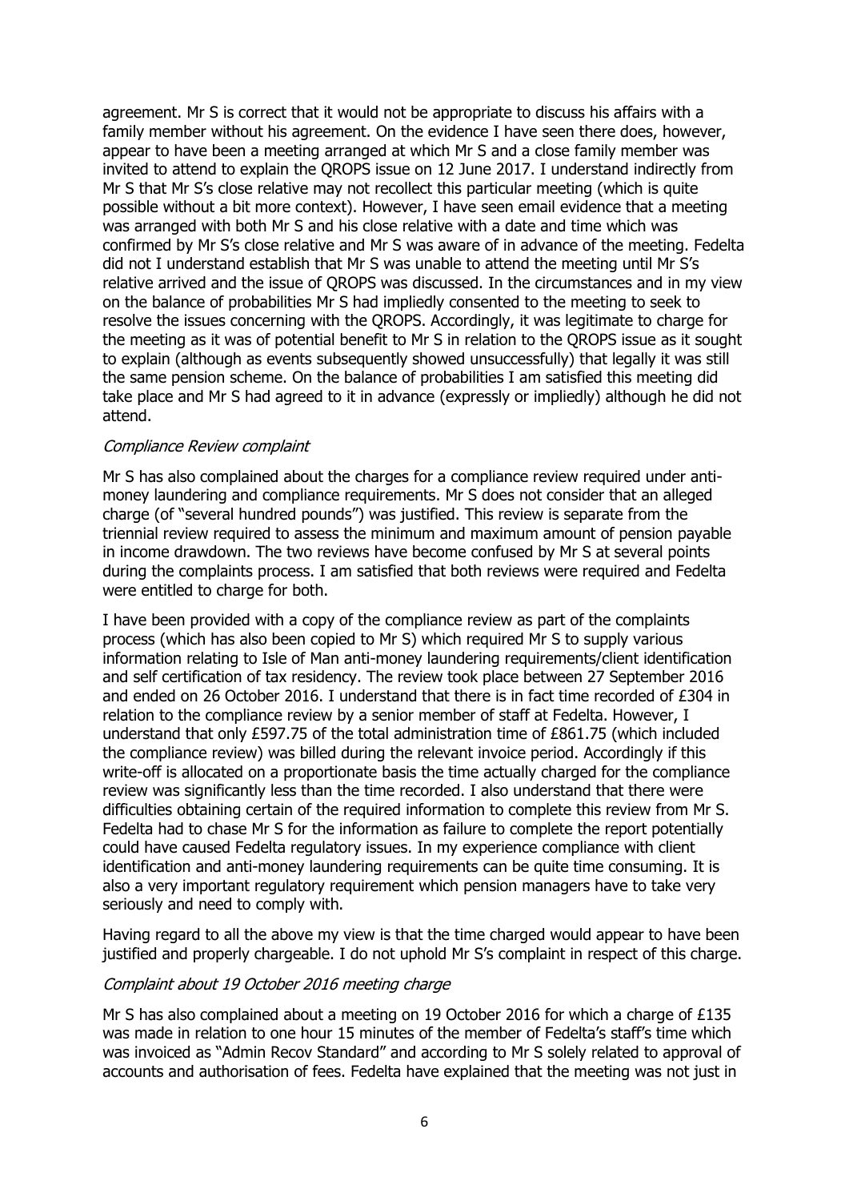agreement. Mr S is correct that it would not be appropriate to discuss his affairs with a family member without his agreement. On the evidence I have seen there does, however, appear to have been a meeting arranged at which Mr S and a close family member was invited to attend to explain the QROPS issue on 12 June 2017. I understand indirectly from Mr S that Mr S's close relative may not recollect this particular meeting (which is quite possible without a bit more context). However, I have seen email evidence that a meeting was arranged with both Mr S and his close relative with a date and time which was confirmed by Mr S's close relative and Mr S was aware of in advance of the meeting. Fedelta did not I understand establish that Mr S was unable to attend the meeting until Mr S's relative arrived and the issue of QROPS was discussed. In the circumstances and in my view on the balance of probabilities Mr S had impliedly consented to the meeting to seek to resolve the issues concerning with the QROPS. Accordingly, it was legitimate to charge for the meeting as it was of potential benefit to Mr S in relation to the QROPS issue as it sought to explain (although as events subsequently showed unsuccessfully) that legally it was still the same pension scheme. On the balance of probabilities I am satisfied this meeting did take place and Mr S had agreed to it in advance (expressly or impliedly) although he did not attend.

*Compliance Review complaint*

Mr S has also complained about the charges for a compliance review required under anti-money laundering and compliance requirements. Mr S does not consider that an alleged charge (of "several hundred pounds") was justified. This review is separate from the triennial review required to assess the minimum and maximum amount of pension payable in income drawdown. The two reviews have become confused by Mr S at several points during the complaints process. I am satisfied that both reviews were required and Fedelta were entitled to charge for both.

I have been provided with a copy of the compliance review as part of the complaints process (which has also been copied to Mr S) which required Mr S to supply various information relating to Isle of Man anti-money laundering requirements/client identification and self certification of tax residency. The review took place between 27 September 2016 and ended on 26 October 2016. I understand that there is in fact time recorded of £304 in relation to the compliance review by a senior member of staff at Fedelta. However, I understand that only £597.75 of the total administration time of £861.75 (which included the compliance review) was billed during the relevant invoice period. Accordingly if this write-off is allocated on a proportionate basis the time actually charged for the compliance review was significantly less than the time recorded. I also understand that there were difficulties obtaining certain of the required information to complete this review from Mr S. Fedelta had to chase Mr S for the information as failure to complete the report potentially could have caused Fedelta regulatory issues. In my experience compliance with client identification and anti-money laundering requirements can be quite time consuming. It is also a very important regulatory requirement which pension managers have to take very seriously and need to comply with.

Having regard to all the above my view is that the time charged would appear to have been justified and properly chargeable. I do not uphold Mr S's complaint in respect of this charge.

*Complaint about 19 October 2016 meeting charge*

Mr S has also complained about a meeting on 19 October 2016 for which a charge of £135 was made in relation to one hour 15 minutes of the member of Fedelta's staff's time which was invoiced as "Admin Recov Standard" and according to Mr S solely related to approval of accounts and authorisation of fees. Fedelta have explained that the meeting was not just in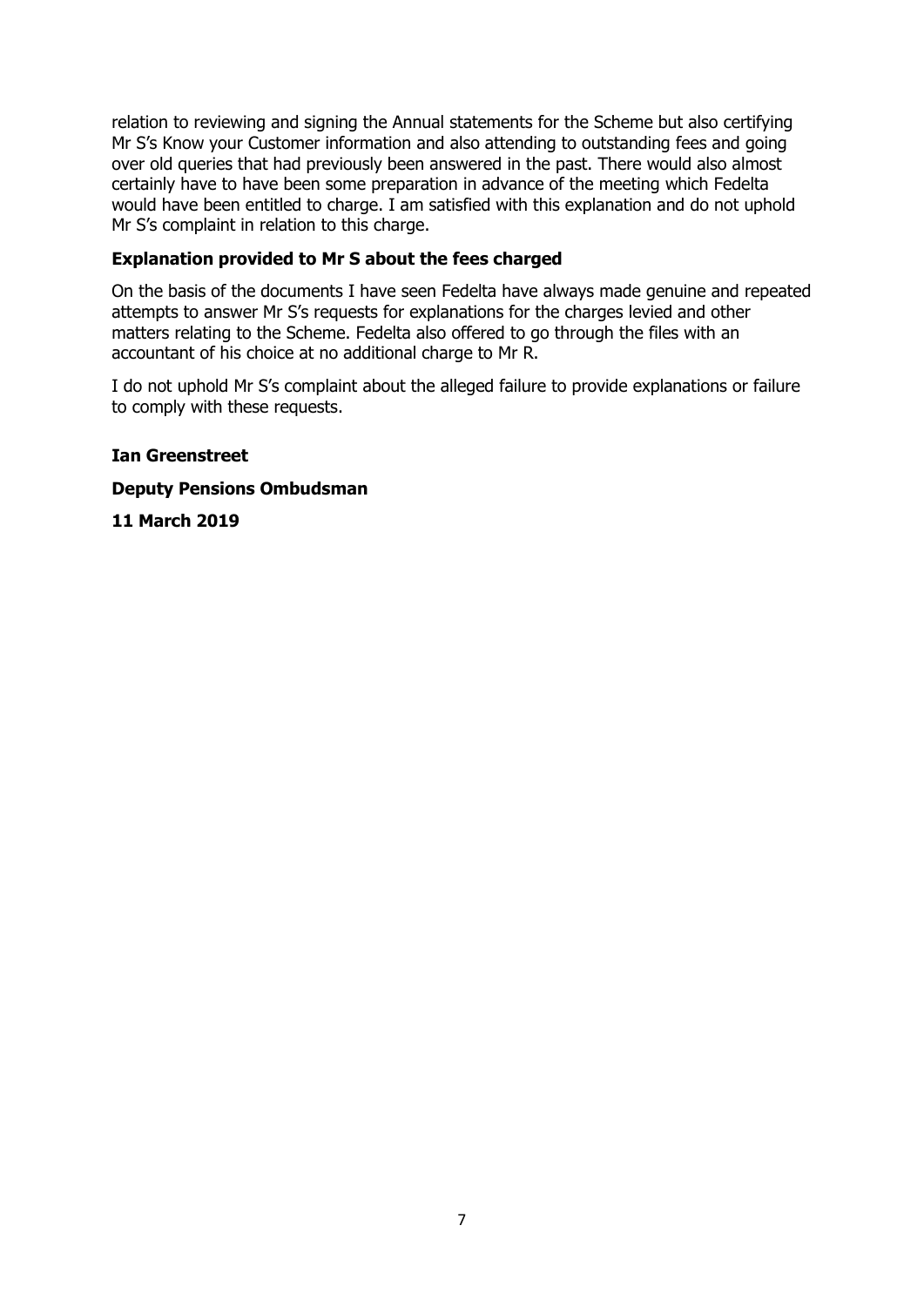relation to reviewing and signing the Annual statements for the Scheme but also certifying Mr S's Know your Customer information and also attending to outstanding fees and going over old queries that had previously been answered in the past. There would also almost certainly have to have been some preparation in advance of the meeting which Fedelta would have been entitled to charge. I am satisfied with this explanation and do not uphold Mr S's complaint in relation to this charge.

**Explanation provided to Mr S about the fees charged**

On the basis of the documents I have seen Fedelta have always made genuine and repeated attempts to answer Mr S's requests for explanations for the charges levied and other matters relating to the Scheme. Fedelta also offered to go through the files with an accountant of his choice at no additional charge to Mr R.

I do not uphold Mr S's complaint about the alleged failure to provide explanations or failure to comply with these requests.

**Ian Greenstreet**

**Deputy Pensions Ombudsman**

**11 March 2019**